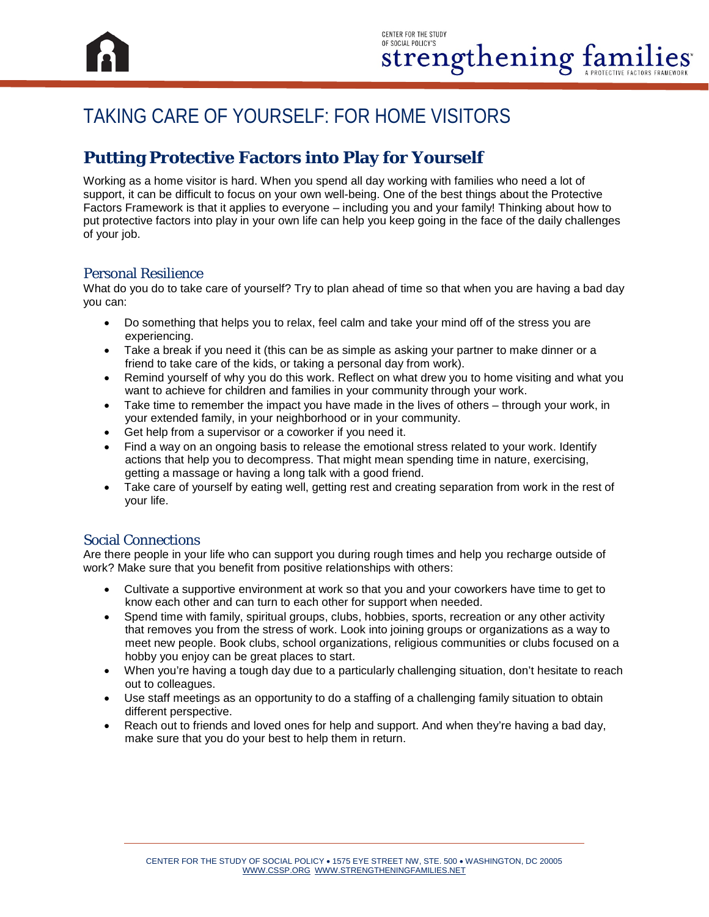# TAKING CARE OF YOURSELF: FOR HOME VISITORS

## Putting Protective Factors into Play for Yourself

Working as a home visitor is hard. When you spend all day working with families who need a lot of support, it can be difficult to focus on your own well-being. One of the best things about the Protective Factors Framework is that it applies to everyone – including you and your family! Thinking about how to put protective factors into play in your own life can help you keep going in the face of the daily challenges of your job.

### Personal Resilience

What do you do to take care of yourself? Try to plan ahead of time so that when you are having a bad day you can:

- Do something that helps you to relax, feel calm and take your mind off of the stress you are experiencing.
- Take a break if you need it (this can be as simple as asking your partner to make dinner or a friend to take care of the kids, or taking a personal day from work).
- Remind yourself of why you do this work. Reflect on what drew you to home visiting and what you want to achieve for children and families in your community through your work.
- Take time to remember the impact you have made in the lives of others – through your work, in your extended family, in your neighborhood or in your community.
- Get help from a supervisor or a coworker if you need it.
- Find a way on an ongoing basis to release the emotional stress related to your work. Identify actions that help you to decompress. That might mean spending time in nature, exercising, getting a massage or having a long talk with a good friend.
- Take care of yourself by eating well, getting rest and creating separation from work in the rest of your life.

### Social Connections

Are there people in your life who can support you during rough times and help you recharge outside of work? Make sure that you benefit from positive relationships with others:

- Cultivate a supportive environment at work so that you and your coworkers have time to get to know each other and can turn to each other for support when needed.
- Spend time with family, spiritual groups, clubs, hobbies, sports, recreation or any other activity that removes you from the stress of work. Look into joining groups or organizations as a way to meet new people. Book clubs, school organizations, religious communities or clubs focused on a hobby you enjoy can be great places to start.
- When you're having a tough day due to a particularly challenging situation, don't hesitate to reach out to colleagues.
- Use staff meetings as an opportunity to do a staffing of a challenging family situation to obtain different perspective.
- Reach out to friends and loved ones for help and support. And when they're having a bad day, make sure that you do your best to help them in return.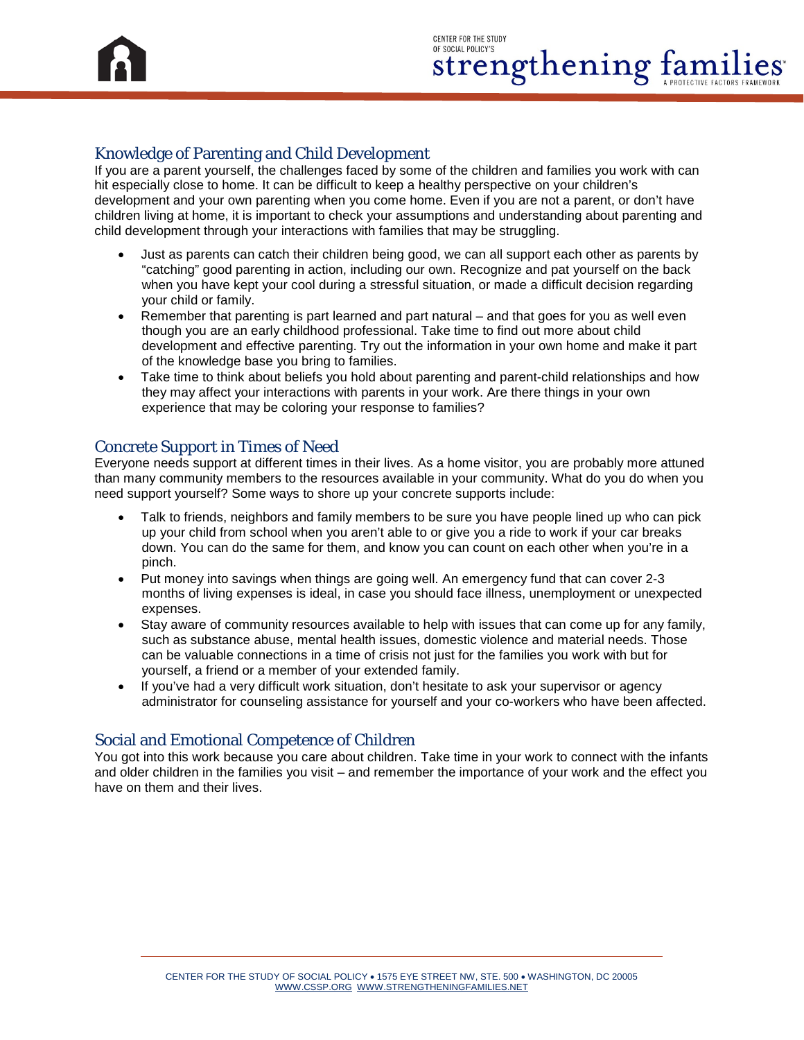## Knowledge of Parenting and Child Development

If you are a parent yourself, the challenges faced by some of the children and families you work with can hit especially close to home. It can be difficult to keep a healthy perspective on your children's development and your own parenting when you come home. Even if you are not a parent, or don't have children living at home, it is important to check your assumptions and understanding about parenting and child development through your interactions with families that may be struggling.

- Just as parents can catch their children being good, we can all support each other as parents by "catching" good parenting in action, including our own. Recognize and pat yourself on the back when you have kept your cool during a stressful situation, or made a difficult decision regarding your child or family.
- Remember that parenting is part learned and part natural – and that goes for you as well even though you are an early childhood professional. Take time to find out more about child development and effective parenting. Try out the information in your own home and make it part of the knowledge base you bring to families.
- Take time to think about beliefs you hold about parenting and parent-child relationships and how they may affect your interactions with parents in your work. Are there things in your own experience that may be coloring your response to families?

## Concrete Support in Times of Need

Everyone needs support at different times in their lives. As a home visitor, you are probably more attuned than many community members to the resources available in your community. What do you do when you need support yourself? Some ways to shore up your concrete supports include:

- Talk to friends, neighbors and family members to be sure you have people lined up who can pick up your child from school when you aren't able to or give you a ride to work if your car breaks down. You can do the same for them, and know you can count on each other when you're in a pinch.
- Put money into savings when things are going well. An emergency fund that can cover 2-3 months of living expenses is ideal, in case you should face illness, unemployment or unexpected expenses.
- Stay aware of community resources available to help with issues that can come up for any family, such as substance abuse, mental health issues, domestic violence and material needs. Those can be valuable connections in a time of crisis not just for the families you work with but for yourself, a friend or a member of your extended family.
- If you've had a very difficult work situation, don't hesitate to ask your supervisor or agency administrator for counseling assistance for yourself and your co-workers who have been affected.

## Social and Emotional Competence of Children

You got into this work because you care about children. Take time in your work to connect with the infants and older children in the families you visit – and remember the importance of your work and the effect you have on them and their lives.